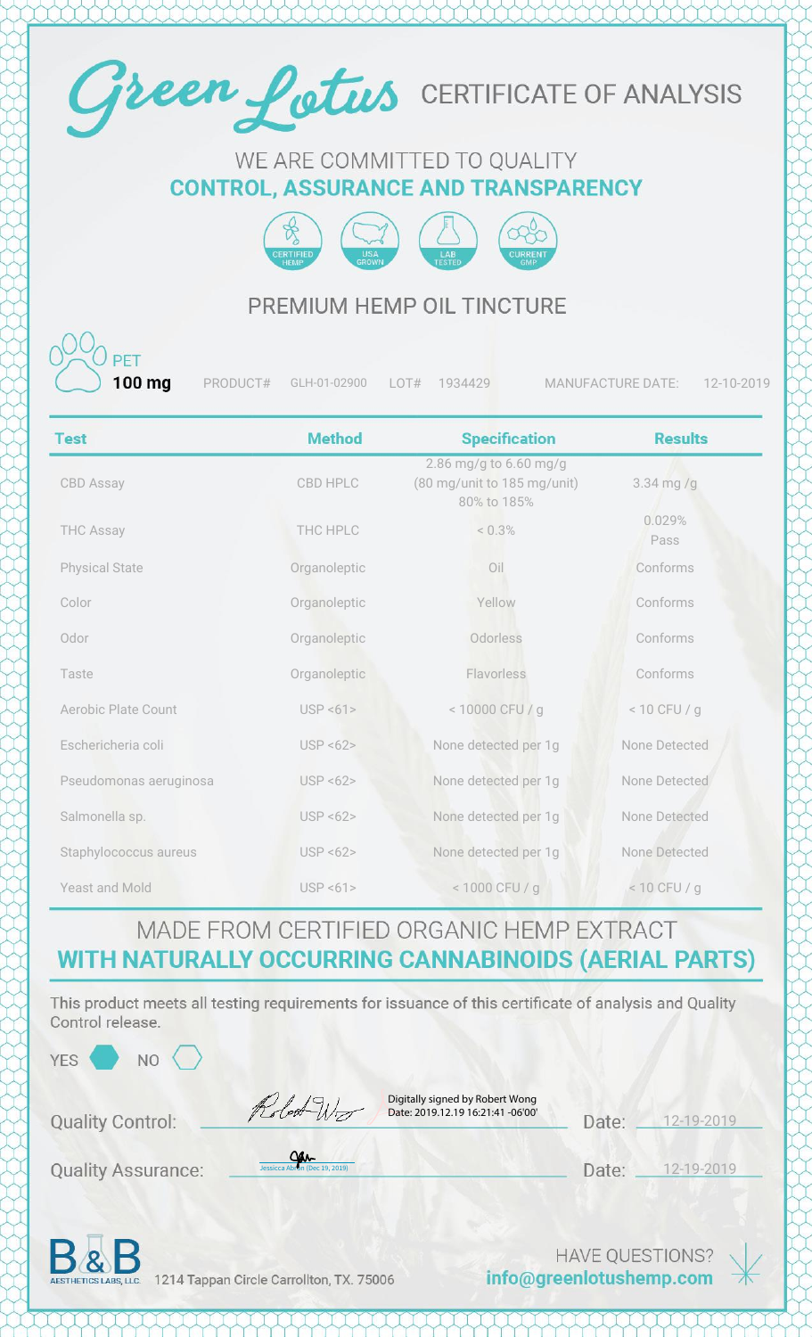# Green Lotus CERTIFICATE OF ANALYSIS

WE ARE COMMITTED TO QUALITY
**CONTROL, ASSURANCE AND TRANSPARENCY**

CERTIFIED HEMP | USA GROWN | LAB TESTED | CURRENT GMP

## PREMIUM HEMP OIL TINCTURE

PET **100 mg** PRODUCT# GLH-01-02900 LOT# 1934429 MANUFACTURE DATE: 12-10-2019

| Test | Method | Specification | Results |
|---|---|---|---|
| CBD Assay | CBD HPLC | 2.86 mg/g to 6.60 mg/g (80 mg/unit to 185 mg/unit) 80% to 185% | 3.34 mg /g |
| THC Assay | THC HPLC | < 0.3% | 0.029% Pass |
| Physical State | Organoleptic | Oil | Conforms |
| Color | Organoleptic | Yellow | Conforms |
| Odor | Organoleptic | Odorless | Conforms |
| Taste | Organoleptic | Flavorless | Conforms |
| Aerobic Plate Count | USP <61> | < 10000 CFU / g | < 10 CFU / g |
| Eschericheria coli | USP <62> | None detected per 1g | None Detected |
| Pseudomonas aeruginosa | USP <62> | None detected per 1g | None Detected |
| Salmonella sp. | USP <62> | None detected per 1g | None Detected |
| Staphylococcus aureus | USP <62> | None detected per 1g | None Detected |
| Yeast and Mold | USP <61> | < 1000 CFU / g | < 10 CFU / g |

MADE FROM CERTIFIED ORGANIC HEMP EXTRACT
**WITH NATURALLY OCCURRING CANNABINOIDS (AERIAL PARTS)**

This product meets all testing requirements for issuance of this certificate of analysis and Quality Control release.

YES ⬢ NO ⬡

Quality Control: Digitally signed by Robert Wong Date: 2019.12.19 16:21:41 -06'00' Date: 12-19-2019

Quality Assurance: Jessicca Ab... (Dec 19, 2019) Date: 12-19-2019

B&B AESTHETICS LABS, LLC. 1214 Tappan Circle Carrollton, TX. 75006

HAVE QUESTIONS? **info@greenlotushemp.com**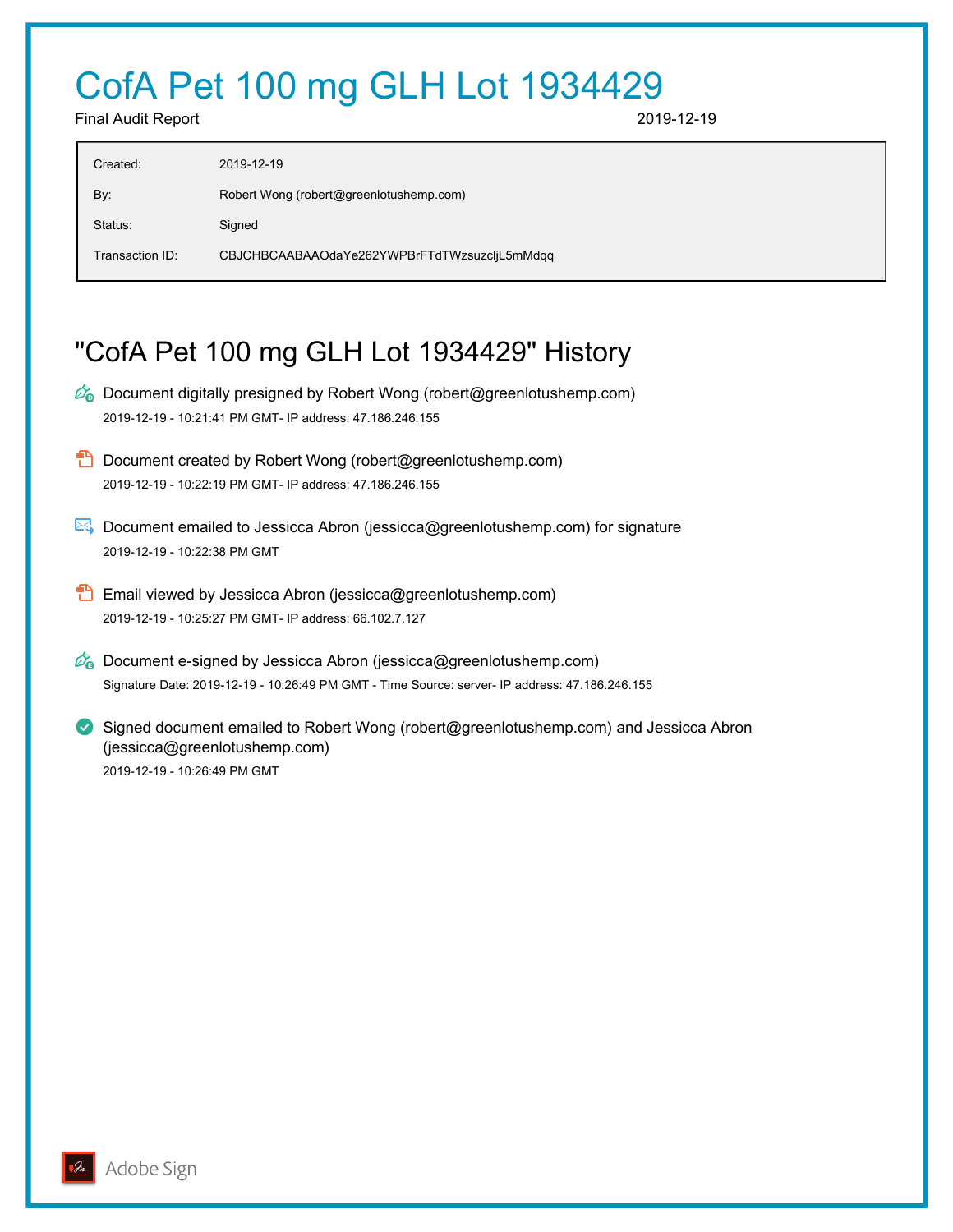# CofA Pet 100 mg GLH Lot 1934429

Final Audit Report 2019-12-19

| | |
|---|---|
| Created: | 2019-12-19 |
| By: | Robert Wong (robert@greenlotushemp.com) |
| Status: | Signed |
| Transaction ID: | CBJCHBCAABAAOdaYe262YWPBrFTdTWzsuzcljL5mMdqq |

## "CofA Pet 100 mg GLH Lot 1934429" History

- Document digitally presigned by Robert Wong (robert@greenlotushemp.com)
  2019-12-19 - 10:21:41 PM GMT- IP address: 47.186.246.155

- Document created by Robert Wong (robert@greenlotushemp.com)
  2019-12-19 - 10:22:19 PM GMT- IP address: 47.186.246.155

- Document emailed to Jessicca Abron (jessicca@greenlotushemp.com) for signature
  2019-12-19 - 10:22:38 PM GMT

- Email viewed by Jessicca Abron (jessicca@greenlotushemp.com)
  2019-12-19 - 10:25:27 PM GMT- IP address: 66.102.7.127

- Document e-signed by Jessicca Abron (jessicca@greenlotushemp.com)
  Signature Date: 2019-12-19 - 10:26:49 PM GMT - Time Source: server- IP address: 47.186.246.155

- Signed document emailed to Robert Wong (robert@greenlotushemp.com) and Jessicca Abron (jessicca@greenlotushemp.com)
  2019-12-19 - 10:26:49 PM GMT

Adobe Sign